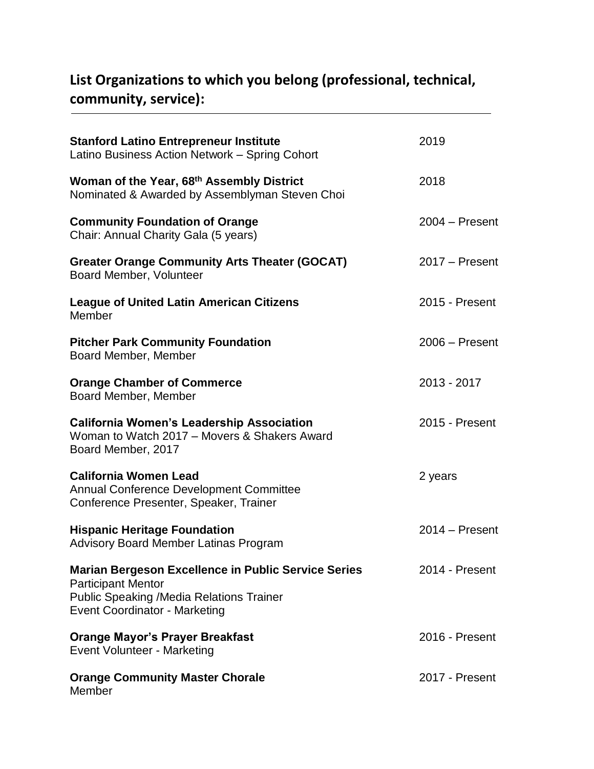## List Organizations to which you belong (professional, technical, community, service):

| Organization | Dates |
|---|---|
| **Stanford Latino Entrepreneur Institute**<br>Latino Business Action Network – Spring Cohort | 2019 |
| **Woman of the Year, 68th Assembly District**<br>Nominated & Awarded by Assemblyman Steven Choi | 2018 |
| **Community Foundation of Orange**<br>Chair: Annual Charity Gala (5 years) | 2004 – Present |
| **Greater Orange Community Arts Theater (GOCAT)**<br>Board Member, Volunteer | 2017 – Present |
| **League of United Latin American Citizens**<br>Member | 2015 - Present |
| **Pitcher Park Community Foundation**<br>Board Member, Member | 2006 – Present |
| **Orange Chamber of Commerce**<br>Board Member, Member | 2013 - 2017 |
| **California Women's Leadership Association**<br>Woman to Watch 2017 – Movers & Shakers Award<br>Board Member, 2017 | 2015 - Present |
| **California Women Lead**<br>Annual Conference Development Committee<br>Conference Presenter, Speaker, Trainer | 2 years |
| **Hispanic Heritage Foundation**<br>Advisory Board Member Latinas Program | 2014 – Present |
| **Marian Bergeson Excellence in Public Service Series**<br>Participant Mentor<br>Public Speaking /Media Relations Trainer<br>Event Coordinator - Marketing | 2014 - Present |
| **Orange Mayor's Prayer Breakfast**<br>Event Volunteer - Marketing | 2016 - Present |
| **Orange Community Master Chorale**<br>Member | 2017 - Present |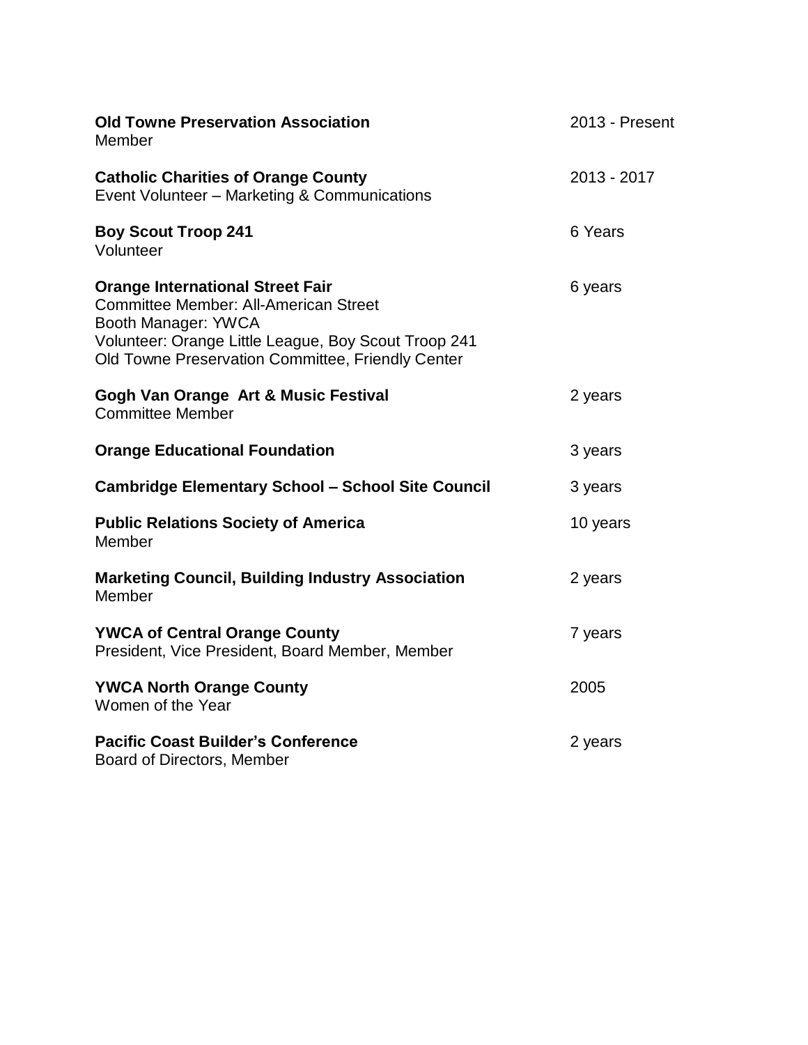**Old Towne Preservation Association** 2013 - Present
Member

**Catholic Charities of Orange County** 2013 - 2017
Event Volunteer – Marketing & Communications

**Boy Scout Troop 241** 6 Years
Volunteer

**Orange International Street Fair** 6 years
Committee Member: All-American Street
Booth Manager: YWCA
Volunteer: Orange Little League, Boy Scout Troop 241
Old Towne Preservation Committee, Friendly Center

**Gogh Van Orange Art & Music Festival** 2 years
Committee Member

**Orange Educational Foundation** 3 years

**Cambridge Elementary School – School Site Council** 3 years

**Public Relations Society of America** 10 years
Member

**Marketing Council, Building Industry Association** 2 years
Member

**YWCA of Central Orange County** 7 years
President, Vice President, Board Member, Member

**YWCA North Orange County** 2005
Women of the Year

**Pacific Coast Builder's Conference** 2 years
Board of Directors, Member